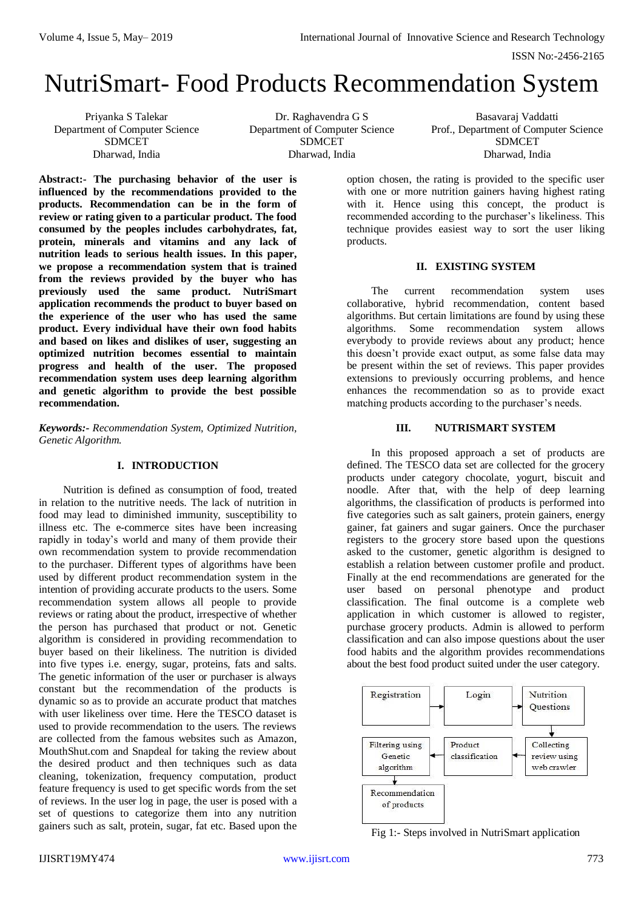# NutriSmart- Food Products Recommendation System

Priyanka S Talekar
Department of Computer Science
SDMCET
Dharwad, India

Dr. Raghavendra G S
Department of Computer Science
SDMCET
Dharwad, India

Basavaraj Vaddatti
Prof., Department of Computer Science
SDMCET
Dharwad, India

**Abstract:- The purchasing behavior of the user is influenced by the recommendations provided to the products. Recommendation can be in the form of review or rating given to a particular product. The food consumed by the peoples includes carbohydrates, fat, protein, minerals and vitamins and any lack of nutrition leads to serious health issues. In this paper, we propose a recommendation system that is trained from the reviews provided by the buyer who has previously used the same product. NutriSmart application recommends the product to buyer based on the experience of the user who has used the same product. Every individual have their own food habits and based on likes and dislikes of user, suggesting an optimized nutrition becomes essential to maintain progress and health of the user. The proposed recommendation system uses deep learning algorithm and genetic algorithm to provide the best possible recommendation.**

***Keywords:-** Recommendation System, Optimized Nutrition, Genetic Algorithm.*

## I. INTRODUCTION

Nutrition is defined as consumption of food, treated in relation to the nutritive needs. The lack of nutrition in food may lead to diminished immunity, susceptibility to illness etc. The e-commerce sites have been increasing rapidly in today's world and many of them provide their own recommendation system to provide recommendation to the purchaser. Different types of algorithms have been used by different product recommendation system in the intention of providing accurate products to the users. Some recommendation system allows all people to provide reviews or rating about the product, irrespective of whether the person has purchased that product or not. Genetic algorithm is considered in providing recommendation to buyer based on their likeliness. The nutrition is divided into five types i.e. energy, sugar, proteins, fats and salts. The genetic information of the user or purchaser is always constant but the recommendation of the products is dynamic so as to provide an accurate product that matches with user likeliness over time. Here the TESCO dataset is used to provide recommendation to the users. The reviews are collected from the famous websites such as Amazon, MouthShut.com and Snapdeal for taking the review about the desired product and then techniques such as data cleaning, tokenization, frequency computation, product feature frequency is used to get specific words from the set of reviews. In the user log in page, the user is posed with a set of questions to categorize them into any nutrition gainers such as salt, protein, sugar, fat etc. Based upon the option chosen, the rating is provided to the specific user with one or more nutrition gainers having highest rating with it. Hence using this concept, the product is recommended according to the purchaser's likeliness. This technique provides easiest way to sort the user liking products.

## II. EXISTING SYSTEM

The current recommendation system uses collaborative, hybrid recommendation, content based algorithms. But certain limitations are found by using these algorithms. Some recommendation system allows everybody to provide reviews about any product; hence this doesn't provide exact output, as some false data may be present within the set of reviews. This paper provides extensions to previously occurring problems, and hence enhances the recommendation so as to provide exact matching products according to the purchaser's needs.

## III. NUTRISMART SYSTEM

In this proposed approach a set of products are defined. The TESCO data set are collected for the grocery products under category chocolate, yogurt, biscuit and noodle. After that, with the help of deep learning algorithms, the classification of products is performed into five categories such as salt gainers, protein gainers, energy gainer, fat gainers and sugar gainers. Once the purchaser registers to the grocery store based upon the questions asked to the customer, genetic algorithm is designed to establish a relation between customer profile and product. Finally at the end recommendations are generated for the user based on personal phenotype and product classification. The final outcome is a complete web application in which customer is allowed to register, purchase grocery products. Admin is allowed to perform classification and can also impose questions about the user food habits and the algorithm provides recommendations about the best food product suited under the user category.

Registration → Login → Nutrition Questions → Collecting review using web crawler → Product classification → Filtering using Genetic algorithm → Recommendation of products

Fig 1:- Steps involved in NutriSmart application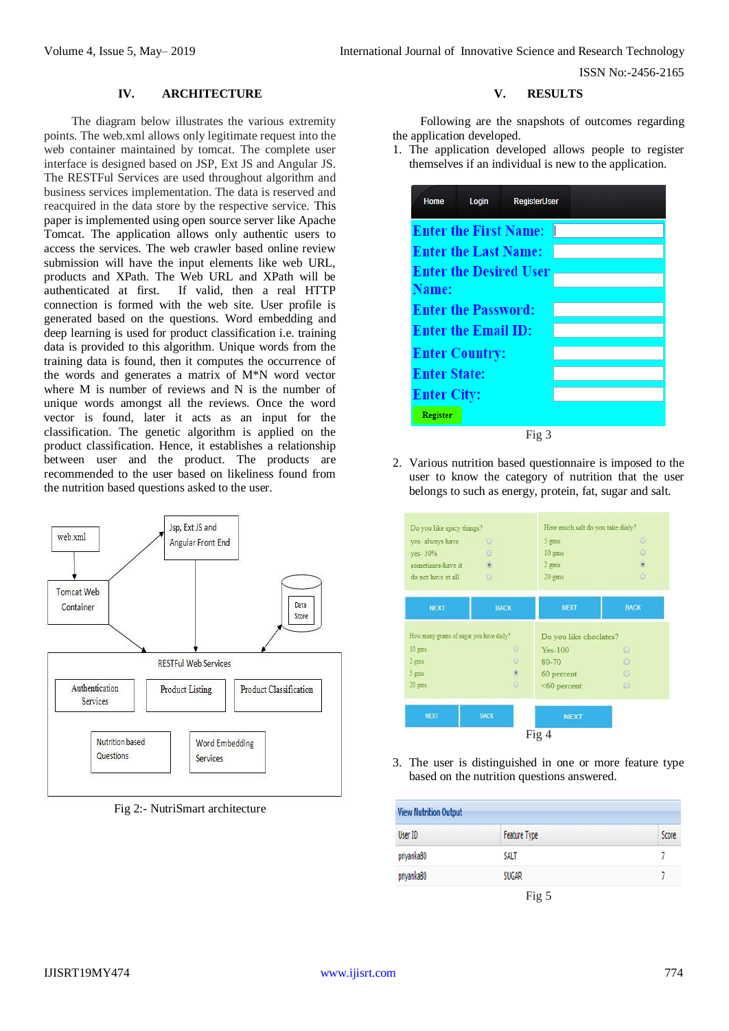## IV. ARCHITECTURE

The diagram below illustrates the various extremity points. The web.xml allows only legitimate request into the web container maintained by tomcat. The complete user interface is designed based on JSP, Ext JS and Angular JS. The RESTFul Services are used throughout algorithm and business services implementation. The data is reserved and reacquired in the data store by the respective service. This paper is implemented using open source server like Apache Tomcat. The application allows only authentic users to access the services. The web crawler based online review submission will have the input elements like web URL, products and XPath. The web URL and XPath will be authenticated at first. If valid, then a real HTTP connection is formed with the web site. User profile is generated based on the questions. Word embedding and deep learning is used for product classification i.e. training data is provided to this algorithm. Unique words from the training data is found, then it computes the occurrence of the words and generates a matrix of M*N word vector where M is number of reviews and N is the number of unique words amongst all the reviews. Once the word vector is found, later it acts as an input for the classification. The genetic algorithm is applied on the product classification. Hence, it establishes a relationship between user and the product. The products are recommended to the user based on likeliness found from the nutrition based questions asked to the user.

Fig 2:- NutriSmart architecture

## V. RESULTS

Following are the snapshots of outcomes regarding the application developed.

1. The application developed allows people to register themselves if an individual is new to the application.

Fig 3

2. Various nutrition based questionnaire is imposed to the user to know the category of nutrition that the user belongs to such as energy, protein, fat, sugar and salt.

Fig 4

3. The user is distinguished in one or more feature type based on the nutrition questions answered.

| User ID | Feature Type | Score |
|---|---|---|
| priyanka80 | SALT | 7 |
| priyanka80 | SUGAR | 7 |

Fig 5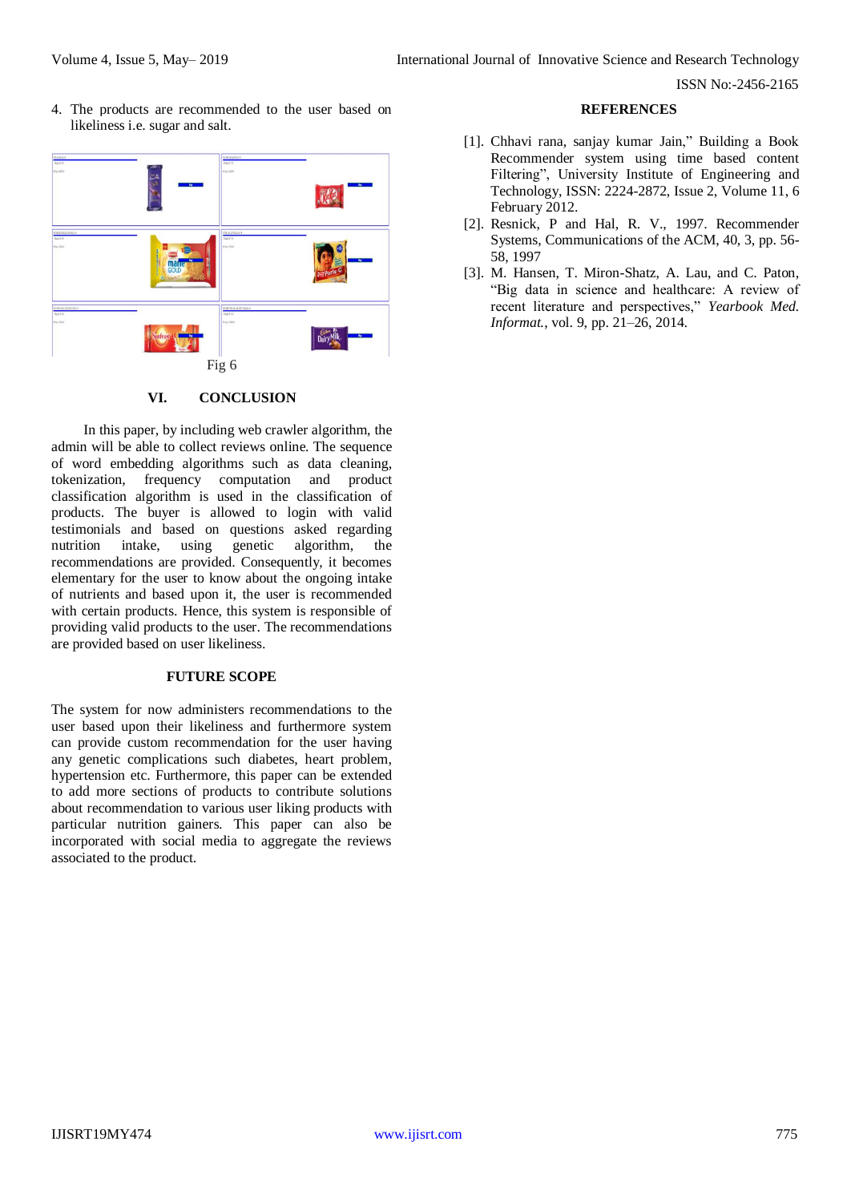4. The products are recommended to the user based on likeliness i.e. sugar and salt.

Fig 6

## VI. CONCLUSION

In this paper, by including web crawler algorithm, the admin will be able to collect reviews online. The sequence of word embedding algorithms such as data cleaning, tokenization, frequency computation and product classification algorithm is used in the classification of products. The buyer is allowed to login with valid testimonials and based on questions asked regarding nutrition intake, using genetic algorithm, the recommendations are provided. Consequently, it becomes elementary for the user to know about the ongoing intake of nutrients and based upon it, the user is recommended with certain products. Hence, this system is responsible of providing valid products to the user. The recommendations are provided based on user likeliness.

## FUTURE SCOPE

The system for now administers recommendations to the user based upon their likeliness and furthermore system can provide custom recommendation for the user having any genetic complications such diabetes, heart problem, hypertension etc. Furthermore, this paper can be extended to add more sections of products to contribute solutions about recommendation to various user liking products with particular nutrition gainers. This paper can also be incorporated with social media to aggregate the reviews associated to the product.

## REFERENCES

[1]. Chhavi rana, sanjay kumar Jain," Building a Book Recommender system using time based content Filtering", University Institute of Engineering and Technology, ISSN: 2224-2872, Issue 2, Volume 11, 6 February 2012.

[2]. Resnick, P and Hal, R. V., 1997. Recommender Systems, Communications of the ACM, 40, 3, pp. 56-58, 1997

[3]. M. Hansen, T. Miron-Shatz, A. Lau, and C. Paton, "Big data in science and healthcare: A review of recent literature and perspectives," *Yearbook Med. Informat.*, vol. 9, pp. 21–26, 2014.